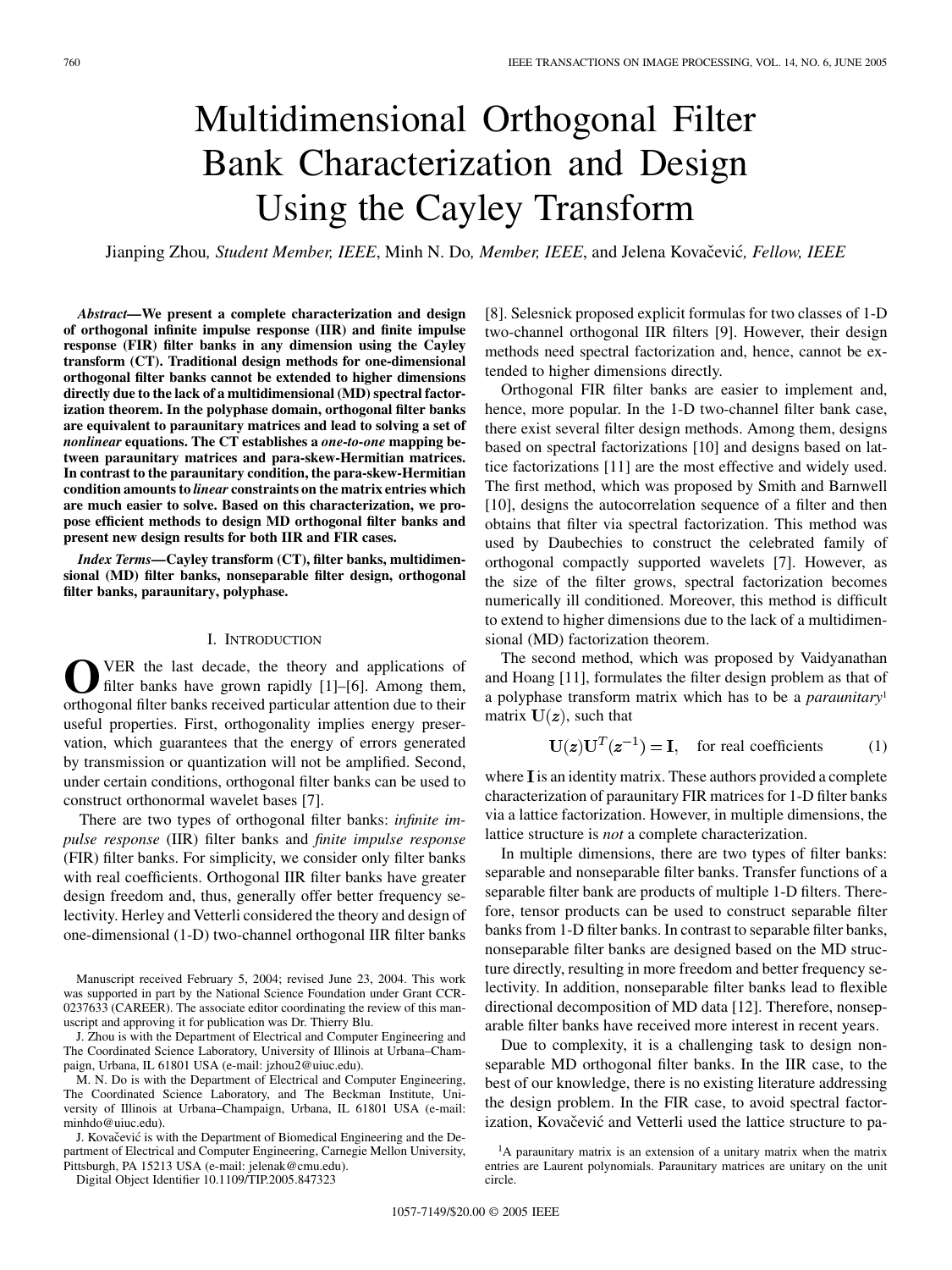# Multidimensional Orthogonal Filter Bank Characterization and Design Using the Cayley Transform

Jianping Zhou, *Student Member, IEEE*, Minh N. Do, *Member, IEEE*, and Jelena Kovačević, *Fellow, IEEE*

***Abstract*—We present a complete characterization and design of orthogonal infinite impulse response (IIR) and finite impulse response (FIR) filter banks in any dimension using the Cayley transform (CT). Traditional design methods for one-dimensional orthogonal filter banks cannot be extended to higher dimensions directly due to the lack of a multidimensional (MD) spectral factorization theorem. In the polyphase domain, orthogonal filter banks are equivalent to paraunitary matrices and lead to solving a set of *nonlinear* equations. The CT establishes a *one-to-one* mapping between paraunitary matrices and para-skew-Hermitian matrices. In contrast to the paraunitary condition, the para-skew-Hermitian condition amounts to *linear* constraints on the matrix entries which are much easier to solve. Based on this characterization, we propose efficient methods to design MD orthogonal filter banks and present new design results for both IIR and FIR cases.**

***Index Terms*—Cayley transform (CT), filter banks, multidimensional (MD) filter banks, nonseparable filter design, orthogonal filter banks, paraunitary, polyphase.**

## I. Introduction

Over the last decade, the theory and applications of filter banks have grown rapidly [1]–[6]. Among them, orthogonal filter banks received particular attention due to their useful properties. First, orthogonality implies energy preservation, which guarantees that the energy of errors generated by transmission or quantization will not be amplified. Second, under certain conditions, orthogonal filter banks can be used to construct orthonormal wavelet bases [7].

There are two types of orthogonal filter banks: *infinite impulse response* (IIR) filter banks and *finite impulse response* (FIR) filter banks. For simplicity, we consider only filter banks with real coefficients. Orthogonal IIR filter banks have greater design freedom and, thus, generally offer better frequency selectivity. Herley and Vetterli considered the theory and design of one-dimensional (1-D) two-channel orthogonal IIR filter banks [8]. Selesnick proposed explicit formulas for two classes of 1-D two-channel orthogonal IIR filters [9]. However, their design methods need spectral factorization and, hence, cannot be extended to higher dimensions directly.

Orthogonal FIR filter banks are easier to implement and, hence, more popular. In the 1-D two-channel filter bank case, there exist several filter design methods. Among them, designs based on spectral factorizations [10] and designs based on lattice factorizations [11] are the most effective and widely used. The first method, which was proposed by Smith and Barnwell [10], designs the autocorrelation sequence of a filter and then obtains that filter via spectral factorization. This method was used by Daubechies to construct the celebrated family of orthogonal compactly supported wavelets [7]. However, as the size of the filter grows, spectral factorization becomes numerically ill conditioned. Moreover, this method is difficult to extend to higher dimensions due to the lack of a multidimensional (MD) factorization theorem.

The second method, which was proposed by Vaidyanathan and Hoang [11], formulates the filter design problem as that of a polyphase transform matrix which has to be a *paraunitary*[1] matrix $\mathbf{U}(z)$, such that

$$\mathbf{U}(z)\mathbf{U}^T(z^{-1}) = \mathbf{I}, \quad \text{for real coefficients} \tag{1}$$

where $\mathbf{I}$ is an identity matrix. These authors provided a complete characterization of paraunitary FIR matrices for 1-D filter banks via a lattice factorization. However, in multiple dimensions, the lattice structure is *not* a complete characterization.

In multiple dimensions, there are two types of filter banks: separable and nonseparable filter banks. Transfer functions of a separable filter bank are products of multiple 1-D filters. Therefore, tensor products can be used to construct separable filter banks from 1-D filter banks. In contrast to separable filter banks, nonseparable filter banks are designed based on the MD structure directly, resulting in more freedom and better frequency selectivity. In addition, nonseparable filter banks lead to flexible directional decomposition of MD data [12]. Therefore, nonseparable filter banks have received more interest in recent years.

Due to complexity, it is a challenging task to design nonseparable MD orthogonal filter banks. In the IIR case, to the best of our knowledge, there is no existing literature addressing the design problem. In the FIR case, to avoid spectral factorization, Kovačević and Vetterli used the lattice structure to pa-

[1] A paraunitary matrix is an extension of a unitary matrix when the matrix entries are Laurent polynomials. Paraunitary matrices are unitary on the unit circle.

Manuscript received February 5, 2004; revised June 23, 2004. This work was supported in part by the National Science Foundation under Grant CCR-0237633 (CAREER). The associate editor coordinating the review of this manuscript and approving it for publication was Dr. Thierry Blu.

J. Zhou is with the Department of Electrical and Computer Engineering and The Coordinated Science Laboratory, University of Illinois at Urbana–Champaign, Urbana, IL 61801 USA (e-mail: jzhou2@uiuc.edu).

M. N. Do is with the Department of Electrical and Computer Engineering, The Coordinated Science Laboratory, and The Beckman Institute, University of Illinois at Urbana–Champaign, Urbana, IL 61801 USA (e-mail: minhdo@uiuc.edu).

J. Kovačević is with the Department of Biomedical Engineering and the Department of Electrical and Computer Engineering, Carnegie Mellon University, Pittsburgh, PA 15213 USA (e-mail: jelenak@cmu.edu).

Digital Object Identifier 10.1109/TIP.2005.847323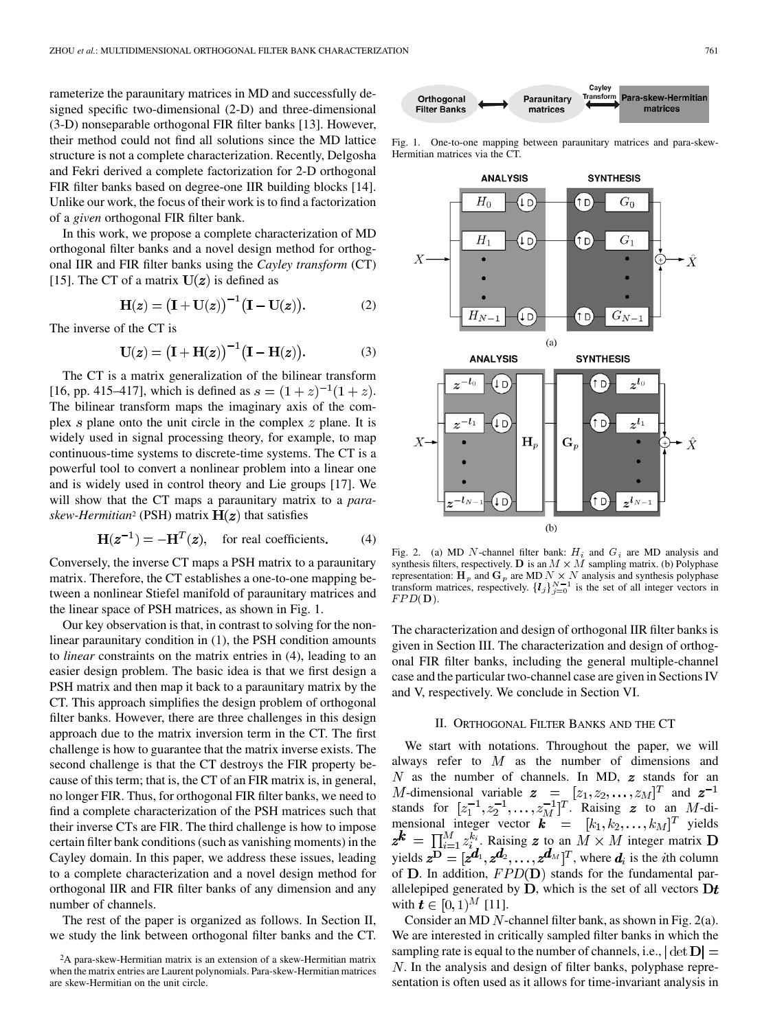rameterize the paraunitary matrices in MD and successfully designed specific two-dimensional (2-D) and three-dimensional (3-D) nonseparable orthogonal FIR filter banks [13]. However, their method could not find all solutions since the MD lattice structure is not a complete characterization. Recently, Delgosha and Fekri derived a complete factorization for 2-D orthogonal FIR filter banks based on degree-one IIR building blocks [14]. Unlike our work, the focus of their work is to find a factorization of a *given* orthogonal FIR filter bank.

In this work, we propose a complete characterization of MD orthogonal filter banks and a novel design method for orthogonal IIR and FIR filter banks using the *Cayley transform* (CT) [15]. The CT of a matrix $\mathbf{U}(\boldsymbol{z})$ is defined as

$$\mathbf{H}(\boldsymbol{z}) = \big(\mathbf{I} + \mathbf{U}(\boldsymbol{z})\big)^{-1}\big(\mathbf{I} - \mathbf{U}(\boldsymbol{z})\big). \tag{2}$$

The inverse of the CT is

$$\mathbf{U}(\boldsymbol{z}) = \big(\mathbf{I} + \mathbf{H}(\boldsymbol{z})\big)^{-1}\big(\mathbf{I} - \mathbf{H}(\boldsymbol{z})\big). \tag{3}$$

The CT is a matrix generalization of the bilinear transform [16, pp. 415–417], which is defined as $s = (1+z)^{-1}(1+z)$. The bilinear transform maps the imaginary axis of the complex $s$ plane onto the unit circle in the complex $z$ plane. It is widely used in signal processing theory, for example, to map continuous-time systems to discrete-time systems. The CT is a powerful tool to convert a nonlinear problem into a linear one and is widely used in control theory and Lie groups [17]. We will show that the CT maps a paraunitary matrix to a *para-skew-Hermitian*[2] (PSH) matrix $\mathbf{H}(\boldsymbol{z})$ that satisfies

$$\mathbf{H}(\boldsymbol{z}^{-1}) = -\mathbf{H}^T(\boldsymbol{z}), \quad \text{for real coefficients.} \tag{4}$$

Conversely, the inverse CT maps a PSH matrix to a paraunitary matrix. Therefore, the CT establishes a one-to-one mapping between a nonlinear Stiefel manifold of paraunitary matrices and the linear space of PSH matrices, as shown in Fig. 1.

Our key observation is that, in contrast to solving for the nonlinear paraunitary condition in (1), the PSH condition amounts to *linear* constraints on the matrix entries in (4), leading to an easier design problem. The basic idea is that we first design a PSH matrix and then map it back to a paraunitary matrix by the CT. This approach simplifies the design problem of orthogonal filter banks. However, there are three challenges in this design approach due to the matrix inversion term in the CT. The first challenge is how to guarantee that the matrix inverse exists. The second challenge is that the CT destroys the FIR property because of this term; that is, the CT of an FIR matrix is, in general, no longer FIR. Thus, for orthogonal FIR filter banks, we need to find a complete characterization of the PSH matrices such that their inverse CTs are FIR. The third challenge is how to impose certain filter bank conditions (such as vanishing moments) in the Cayley domain. In this paper, we address these issues, leading to a complete characterization and a novel design method for orthogonal IIR and FIR filter banks of any dimension and any number of channels.

The rest of the paper is organized as follows. In Section II, we study the link between orthogonal filter banks and the CT.

[2]A para-skew-Hermitian matrix is an extension of a skew-Hermitian matrix when the matrix entries are Laurent polynomials. Para-skew-Hermitian matrices are skew-Hermitian on the unit circle.

Fig. 1. One-to-one mapping between paraunitary matrices and para-skew-Hermitian matrices via the CT.

Fig. 2. (a) MD $N$-channel filter bank: $H_i$ and $G_i$ are MD analysis and synthesis filters, respectively. $\mathbf{D}$ is an $M \times M$ sampling matrix. (b) Polyphase representation: $\mathbf{H}_p$ and $\mathbf{G}_p$ are MD $N \times N$ analysis and synthesis polyphase transform matrices, respectively. $\{\boldsymbol{l}_j\}_{j=0}^{N-1}$ is the set of all integer vectors in $FPD(\mathbf{D})$.

The characterization and design of orthogonal IIR filter banks is given in Section III. The characterization and design of orthogonal FIR filter banks, including the general multiple-channel case and the particular two-channel case are given in Sections IV and V, respectively. We conclude in Section VI.

## II. Orthogonal Filter Banks and the CT

We start with notations. Throughout the paper, we will always refer to $M$ as the number of dimensions and $N$ as the number of channels. In MD, $\boldsymbol{z}$ stands for an $M$-dimensional variable $\boldsymbol{z} = [z_1, z_2, \ldots, z_M]^T$ and $\boldsymbol{z}^{-1}$ stands for $[z_1^{-1}, z_2^{-1}, \ldots, z_M^{-1}]^T$. Raising $\boldsymbol{z}$ to an $M$-dimensional integer vector $\boldsymbol{k} = [k_1, k_2, \ldots, k_M]^T$ yields $\boldsymbol{z}^{\boldsymbol{k}} = \prod_{i=1}^{M} z_i^{k_i}$. Raising $\boldsymbol{z}$ to an $M \times M$ integer matrix $\mathbf{D}$ yields $\boldsymbol{z}^{\mathbf{D}} = [\boldsymbol{z}^{\boldsymbol{d}_1}, \boldsymbol{z}^{\boldsymbol{d}_2}, \ldots, \boldsymbol{z}^{\boldsymbol{d}_M}]^T$, where $\boldsymbol{d}_i$ is the $i$th column of $\mathbf{D}$. In addition, $FPD(\mathbf{D})$ stands for the fundamental parallelepiped generated by $\mathbf{D}$, which is the set of all vectors $\mathbf{D}\boldsymbol{t}$ with $\boldsymbol{t} \in [0,1)^M$ [11].

Consider an MD $N$-channel filter bank, as shown in Fig. 2(a). We are interested in critically sampled filter banks in which the sampling rate is equal to the number of channels, i.e., $|\det \mathbf{D}| = N$. In the analysis and design of filter banks, polyphase representation is often used as it allows for time-invariant analysis in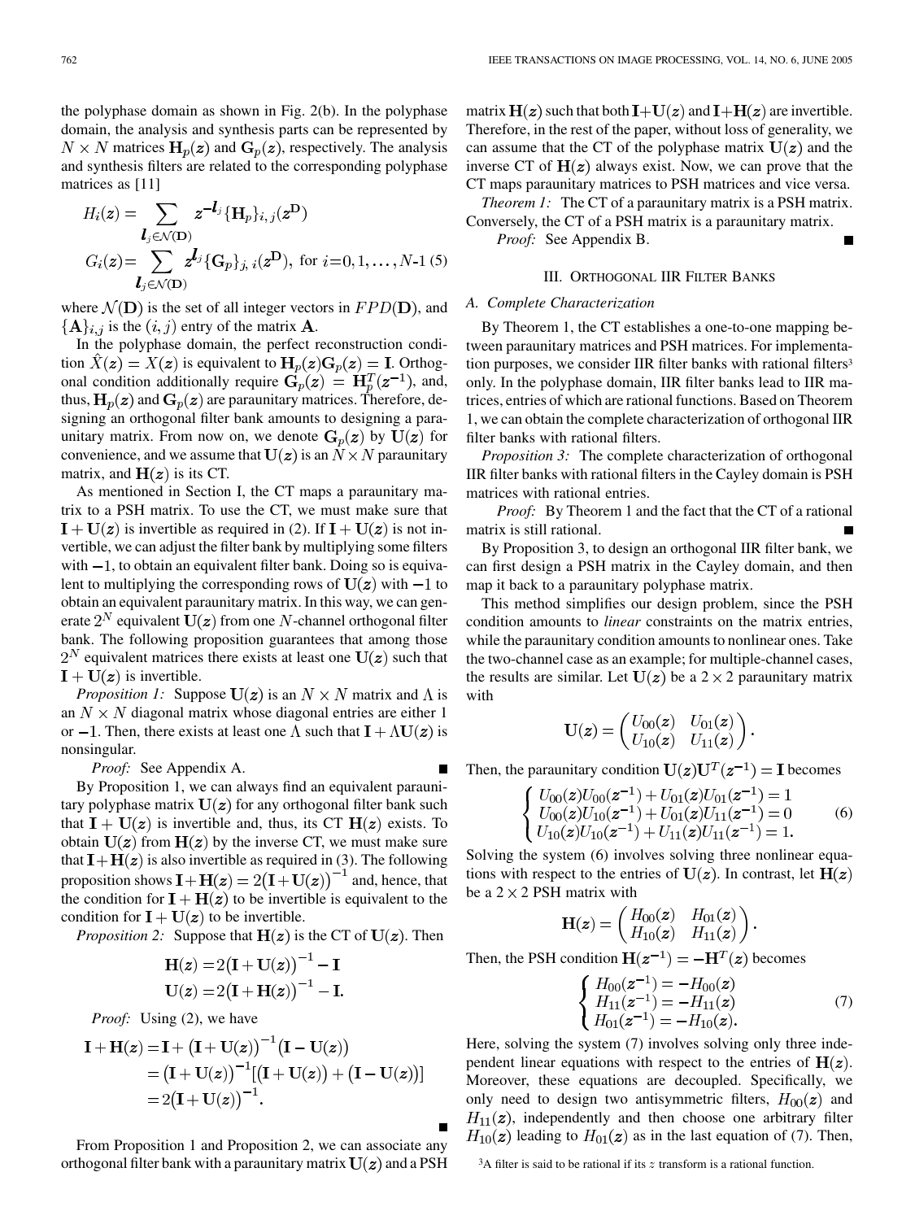the polyphase domain as shown in Fig. 2(b). In the polyphase domain, the analysis and synthesis parts can be represented by $N \times N$ matrices $\mathbf{H}_p(\boldsymbol{z})$ and $\mathbf{G}_p(\boldsymbol{z})$, respectively. The analysis and synthesis filters are related to the corresponding polyphase matrices as [11]

$$H_i(\boldsymbol{z}) = \sum_{\boldsymbol{l}_j \in \mathcal{N}(\mathbf{D})} \boldsymbol{z}^{-\boldsymbol{l}_j} \{\mathbf{H}_p\}_{i,j}(\boldsymbol{z}^{\mathbf{D}})$$

$$G_i(\boldsymbol{z}) = \sum_{\boldsymbol{l}_j \in \mathcal{N}(\mathbf{D})} \boldsymbol{z}^{\boldsymbol{l}_j} \{\mathbf{G}_p\}_{j,i}(\boldsymbol{z}^{\mathbf{D}}), \text{ for } i=0,1,\ldots,N\text{-}1 \quad (5)$$

where $\mathcal{N}(\mathbf{D})$ is the set of all integer vectors in $FPD(\mathbf{D})$, and $\{\mathbf{A}\}_{i,j}$ is the $(i,j)$ entry of the matrix $\mathbf{A}$.

In the polyphase domain, the perfect reconstruction condition $\hat{X}(\boldsymbol{z}) = X(\boldsymbol{z})$ is equivalent to $\mathbf{H}_p(\boldsymbol{z})\mathbf{G}_p(\boldsymbol{z}) = \mathbf{I}$. Orthogonal condition additionally require $\mathbf{G}_p(\boldsymbol{z}) = \mathbf{H}_p^T(\boldsymbol{z}^{-1})$, and, thus, $\mathbf{H}_p(\boldsymbol{z})$ and $\mathbf{G}_p(\boldsymbol{z})$ are paraunitary matrices. Therefore, designing an orthogonal filter bank amounts to designing a paraunitary matrix. From now on, we denote $\mathbf{G}_p(\boldsymbol{z})$ by $\mathbf{U}(\boldsymbol{z})$ for convenience, and we assume that $\mathbf{U}(\boldsymbol{z})$ is an $N \times N$ paraunitary matrix, and $\mathbf{H}(\boldsymbol{z})$ is its CT.

As mentioned in Section I, the CT maps a paraunitary matrix to a PSH matrix. To use the CT, we must make sure that $\mathbf{I} + \mathbf{U}(\boldsymbol{z})$ is invertible as required in (2). If $\mathbf{I} + \mathbf{U}(\boldsymbol{z})$ is not invertible, we can adjust the filter bank by multiplying some filters with $-1$, to obtain an equivalent filter bank. Doing so is equivalent to multiplying the corresponding rows of $\mathbf{U}(\boldsymbol{z})$ with $-1$ to obtain an equivalent paraunitary matrix. In this way, we can generate $2^N$ equivalent $\mathbf{U}(\boldsymbol{z})$ from one $N$-channel orthogonal filter bank. The following proposition guarantees that among those $2^N$ equivalent matrices there exists at least one $\mathbf{U}(\boldsymbol{z})$ such that $\mathbf{I} + \mathbf{U}(\boldsymbol{z})$ is invertible.

*Proposition 1:* Suppose $\mathbf{U}(\boldsymbol{z})$ is an $N \times N$ matrix and $\Lambda$ is an $N \times N$ diagonal matrix whose diagonal entries are either 1 or $-1$. Then, there exists at least one $\Lambda$ such that $\mathbf{I} + \Lambda\mathbf{U}(\boldsymbol{z})$ is nonsingular.

*Proof:* See Appendix A. ∎

By Proposition 1, we can always find an equivalent paraunitary polyphase matrix $\mathbf{U}(\boldsymbol{z})$ for any orthogonal filter bank such that $\mathbf{I} + \mathbf{U}(\boldsymbol{z})$ is invertible and, thus, its CT $\mathbf{H}(\boldsymbol{z})$ exists. To obtain $\mathbf{U}(\boldsymbol{z})$ from $\mathbf{H}(\boldsymbol{z})$ by the inverse CT, we must make sure that $\mathbf{I} + \mathbf{H}(\boldsymbol{z})$ is also invertible as required in (3). The following proposition shows $\mathbf{I} + \mathbf{H}(\boldsymbol{z}) = 2(\mathbf{I} + \mathbf{U}(\boldsymbol{z}))^{-1}$ and, hence, that the condition for $\mathbf{I} + \mathbf{H}(\boldsymbol{z})$ to be invertible is equivalent to the condition for $\mathbf{I} + \mathbf{U}(\boldsymbol{z})$ to be invertible.

*Proposition 2:* Suppose that $\mathbf{H}(\boldsymbol{z})$ is the CT of $\mathbf{U}(\boldsymbol{z})$. Then

$$\mathbf{H}(\boldsymbol{z}) = 2\left(\mathbf{I} + \mathbf{U}(\boldsymbol{z})\right)^{-1} - \mathbf{I}$$

$$\mathbf{U}(\boldsymbol{z}) = 2\left(\mathbf{I} + \mathbf{H}(\boldsymbol{z})\right)^{-1} - \mathbf{I}.$$

*Proof:* Using (2), we have

$$\begin{aligned}
\mathbf{I} + \mathbf{H}(\boldsymbol{z}) &= \mathbf{I} + \left(\mathbf{I} + \mathbf{U}(\boldsymbol{z})\right)^{-1}\left(\mathbf{I} - \mathbf{U}(\boldsymbol{z})\right) \\
&= \left(\mathbf{I} + \mathbf{U}(\boldsymbol{z})\right)^{-1}\left[\left(\mathbf{I} + \mathbf{U}(\boldsymbol{z})\right) + \left(\mathbf{I} - \mathbf{U}(\boldsymbol{z})\right)\right] \\
&= 2\left(\mathbf{I} + \mathbf{U}(\boldsymbol{z})\right)^{-1}.
\end{aligned}$$

∎

From Proposition 1 and Proposition 2, we can associate any orthogonal filter bank with a paraunitary matrix $\mathbf{U}(\boldsymbol{z})$ and a PSH matrix $\mathbf{H}(\boldsymbol{z})$ such that both $\mathbf{I} + \mathbf{U}(\boldsymbol{z})$ and $\mathbf{I} + \mathbf{H}(\boldsymbol{z})$ are invertible. Therefore, in the rest of the paper, without loss of generality, we can assume that the CT of the polyphase matrix $\mathbf{U}(\boldsymbol{z})$ and the inverse CT of $\mathbf{H}(\boldsymbol{z})$ always exist. Now, we can prove that the CT maps paraunitary matrices to PSH matrices and vice versa.

*Theorem 1:* The CT of a paraunitary matrix is a PSH matrix. Conversely, the CT of a PSH matrix is a paraunitary matrix.

*Proof:* See Appendix B. ∎

## III. Orthogonal IIR Filter Banks

### A. Complete Characterization

By Theorem 1, the CT establishes a one-to-one mapping between paraunitary matrices and PSH matrices. For implementation purposes, we consider IIR filter banks with rational filters[3] only. In the polyphase domain, IIR filter banks lead to IIR matrices, entries of which are rational functions. Based on Theorem 1, we can obtain the complete characterization of orthogonal IIR filter banks with rational filters.

*Proposition 3:* The complete characterization of orthogonal IIR filter banks with rational filters in the Cayley domain is PSH matrices with rational entries.

*Proof:* By Theorem 1 and the fact that the CT of a rational matrix is still rational. ∎

By Proposition 3, to design an orthogonal IIR filter bank, we can first design a PSH matrix in the Cayley domain, and then map it back to a paraunitary polyphase matrix.

This method simplifies our design problem, since the PSH condition amounts to *linear* constraints on the matrix entries, while the paraunitary condition amounts to nonlinear ones. Take the two-channel case as an example; for multiple-channel cases, the results are similar. Let $\mathbf{U}(\boldsymbol{z})$ be a $2 \times 2$ paraunitary matrix with

$$\mathbf{U}(\boldsymbol{z}) = \begin{pmatrix} U_{00}(\boldsymbol{z}) & U_{01}(\boldsymbol{z}) \\ U_{10}(\boldsymbol{z}) & U_{11}(\boldsymbol{z}) \end{pmatrix}.$$

Then, the paraunitary condition $\mathbf{U}(\boldsymbol{z})\mathbf{U}^T(\boldsymbol{z}^{-1}) = \mathbf{I}$ becomes

$$\begin{cases} U_{00}(\boldsymbol{z})U_{00}(\boldsymbol{z}^{-1}) + U_{01}(\boldsymbol{z})U_{01}(\boldsymbol{z}^{-1}) = 1 \\ U_{00}(\boldsymbol{z})U_{10}(\boldsymbol{z}^{-1}) + U_{01}(\boldsymbol{z})U_{11}(\boldsymbol{z}^{-1}) = 0 \\ U_{10}(\boldsymbol{z})U_{10}(\boldsymbol{z}^{-1}) + U_{11}(\boldsymbol{z})U_{11}(\boldsymbol{z}^{-1}) = 1. \end{cases} \quad (6)$$

Solving the system (6) involves solving three nonlinear equations with respect to the entries of $\mathbf{U}(\boldsymbol{z})$. In contrast, let $\mathbf{H}(\boldsymbol{z})$ be a $2 \times 2$ PSH matrix with

$$\mathbf{H}(\boldsymbol{z}) = \begin{pmatrix} H_{00}(\boldsymbol{z}) & H_{01}(\boldsymbol{z}) \\ H_{10}(\boldsymbol{z}) & H_{11}(\boldsymbol{z}) \end{pmatrix}.$$

Then, the PSH condition $\mathbf{H}(\boldsymbol{z}^{-1}) = -\mathbf{H}^T(\boldsymbol{z})$ becomes

$$\begin{cases} H_{00}(\boldsymbol{z}^{-1}) = -H_{00}(\boldsymbol{z}) \\ H_{11}(\boldsymbol{z}^{-1}) = -H_{11}(\boldsymbol{z}) \\ H_{01}(\boldsymbol{z}^{-1}) = -H_{10}(\boldsymbol{z}). \end{cases} \quad (7)$$

Here, solving the system (7) involves solving only three independent linear equations with respect to the entries of $\mathbf{H}(\boldsymbol{z})$. Moreover, these equations are decoupled. Specifically, we only need to design two antisymmetric filters, $H_{00}(\boldsymbol{z})$ and $H_{11}(\boldsymbol{z})$, independently and then choose one arbitrary filter $H_{10}(\boldsymbol{z})$ leading to $H_{01}(\boldsymbol{z})$ as in the last equation of (7). Then,

[3] A filter is said to be rational if its $z$ transform is a rational function.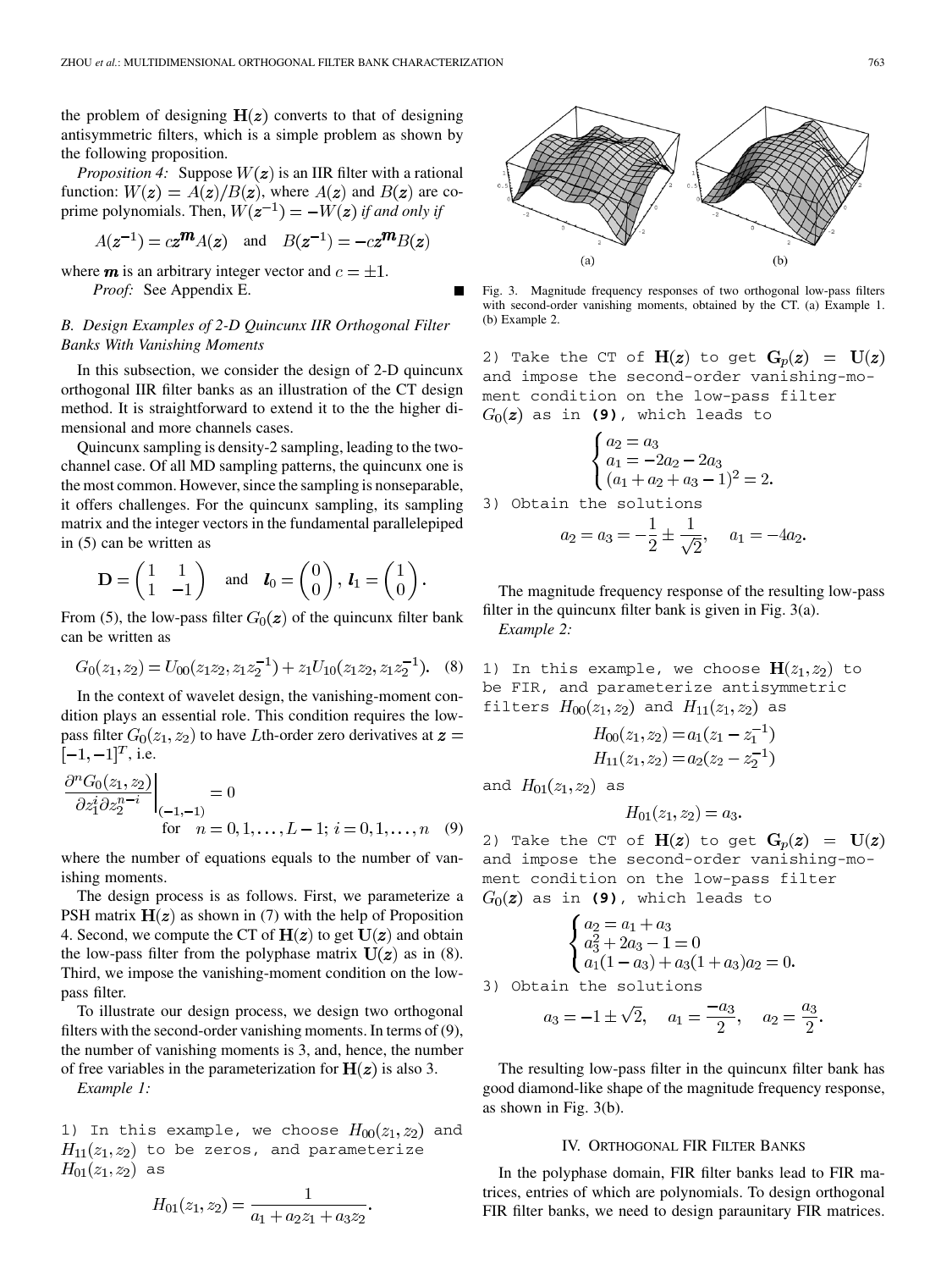the problem of designing $\mathbf{H}(\boldsymbol{z})$ converts to that of designing antisymmetric filters, which is a simple problem as shown by the following proposition.

*Proposition 4:* Suppose $W(\boldsymbol{z})$ is an IIR filter with a rational function: $W(\boldsymbol{z}) = A(\boldsymbol{z})/B(\boldsymbol{z})$, where $A(\boldsymbol{z})$ and $B(\boldsymbol{z})$ are coprime polynomials. Then, $W(\boldsymbol{z}^{-1}) = -W(\boldsymbol{z})$ *if and only if*

$$A(\boldsymbol{z}^{-1}) = c\boldsymbol{z}^{\boldsymbol{m}}A(\boldsymbol{z}) \quad \text{and} \quad B(\boldsymbol{z}^{-1}) = -c\boldsymbol{z}^{\boldsymbol{m}}B(\boldsymbol{z})$$

where $\boldsymbol{m}$ is an arbitrary integer vector and $c = \pm 1$.

*Proof:* See Appendix E. ∎

### B. Design Examples of 2-D Quincunx IIR Orthogonal Filter Banks With Vanishing Moments

In this subsection, we consider the design of 2-D quincunx orthogonal IIR filter banks as an illustration of the CT design method. It is straightforward to extend it to the the higher dimensional and more channels cases.

Quincunx sampling is density-2 sampling, leading to the two-channel case. Of all MD sampling patterns, the quincunx one is the most common. However, since the sampling is nonseparable, it offers challenges. For the quincunx sampling, its sampling matrix and the integer vectors in the fundamental parallelepiped in (5) can be written as

$$\mathbf{D} = \begin{pmatrix} 1 & 1 \\ 1 & -1 \end{pmatrix} \quad \text{and} \quad \boldsymbol{l}_0 = \begin{pmatrix} 0 \\ 0 \end{pmatrix},\ \boldsymbol{l}_1 = \begin{pmatrix} 1 \\ 0 \end{pmatrix}.$$

From (5), the low-pass filter $G_0(\boldsymbol{z})$ of the quincunx filter bank can be written as

$$G_0(z_1, z_2) = U_{00}(z_1 z_2, z_1 z_2^{-1}) + z_1 U_{10}(z_1 z_2, z_1 z_2^{-1}). \quad (8)$$

In the context of wavelet design, the vanishing-moment condition plays an essential role. This condition requires the low-pass filter $G_0(z_1, z_2)$ to have $L$th-order zero derivatives at $\boldsymbol{z} = [-1, -1]^T$, i.e.

$$\left.\frac{\partial^n G_0(z_1, z_2)}{\partial z_1^i \partial z_2^{n-i}}\right|_{(-1,-1)} = 0$$
$$\text{for} \quad n = 0, 1, \ldots, L-1;\ i = 0, 1, \ldots, n \quad (9)$$

where the number of equations equals to the number of vanishing moments.

The design process is as follows. First, we parameterize a PSH matrix $\mathbf{H}(\boldsymbol{z})$ as shown in (7) with the help of Proposition 4. Second, we compute the CT of $\mathbf{H}(\boldsymbol{z})$ to get $\mathbf{U}(\boldsymbol{z})$ and obtain the low-pass filter from the polyphase matrix $\mathbf{U}(\boldsymbol{z})$ as in (8). Third, we impose the vanishing-moment condition on the low-pass filter.

To illustrate our design process, we design two orthogonal filters with the second-order vanishing moments. In terms of (9), the number of vanishing moments is 3, and, hence, the number of free variables in the parameterization for $\mathbf{H}(\boldsymbol{z})$ is also 3.

*Example 1:*

1) In this example, we choose $H_{00}(z_1, z_2)$ and $H_{11}(z_1, z_2)$ to be zeros, and parameterize $H_{01}(z_1, z_2)$ as

$$H_{01}(z_1, z_2) = \frac{1}{a_1 + a_2 z_1 + a_3 z_2}.$$

2) Take the CT of $\mathbf{H}(\boldsymbol{z})$ to get $\mathbf{G}_p(\boldsymbol{z}) = \mathbf{U}(\boldsymbol{z})$ and impose the second-order vanishing-moment condition on the low-pass filter $G_0(\boldsymbol{z})$ as in (9), which leads to

$$\begin{cases} a_2 = a_3 \\ a_1 = -2a_2 - 2a_3 \\ (a_1 + a_2 + a_3 - 1)^2 = 2. \end{cases}$$

3) Obtain the solutions

$$a_2 = a_3 = -\frac{1}{2} \pm \frac{1}{\sqrt{2}}, \quad a_1 = -4a_2.$$

The magnitude frequency response of the resulting low-pass filter in the quincunx filter bank is given in Fig. 3(a).

Fig. 3. Magnitude frequency responses of two orthogonal low-pass filters with second-order vanishing moments, obtained by the CT. (a) Example 1. (b) Example 2.

*Example 2:*

1) In this example, we choose $\mathbf{H}(z_1, z_2)$ to be FIR, and parameterize antisymmetric filters $H_{00}(z_1, z_2)$ and $H_{11}(z_1, z_2)$ as

$$H_{00}(z_1, z_2) = a_1(z_1 - z_1^{-1})$$
$$H_{11}(z_1, z_2) = a_2(z_2 - z_2^{-1})$$

and $H_{01}(z_1, z_2)$ as

$$H_{01}(z_1, z_2) = a_3.$$

2) Take the CT of $\mathbf{H}(\boldsymbol{z})$ to get $\mathbf{G}_p(\boldsymbol{z}) = \mathbf{U}(\boldsymbol{z})$ and impose the second-order vanishing-moment condition on the low-pass filter $G_0(\boldsymbol{z})$ as in (9), which leads to

$$\begin{cases} a_2 = a_1 + a_3 \\ a_3^2 + 2a_3 - 1 = 0 \\ a_1(1 - a_3) + a_3(1 + a_3)a_2 = 0. \end{cases}$$

3) Obtain the solutions

$$a_3 = -1 \pm \sqrt{2}, \quad a_1 = \frac{-a_3}{2}, \quad a_2 = \frac{a_3}{2}.$$

The resulting low-pass filter in the quincunx filter bank has good diamond-like shape of the magnitude frequency response, as shown in Fig. 3(b).

## IV. Orthogonal FIR Filter Banks

In the polyphase domain, FIR filter banks lead to FIR matrices, entries of which are polynomials. To design orthogonal FIR filter banks, we need to design paraunitary FIR matrices.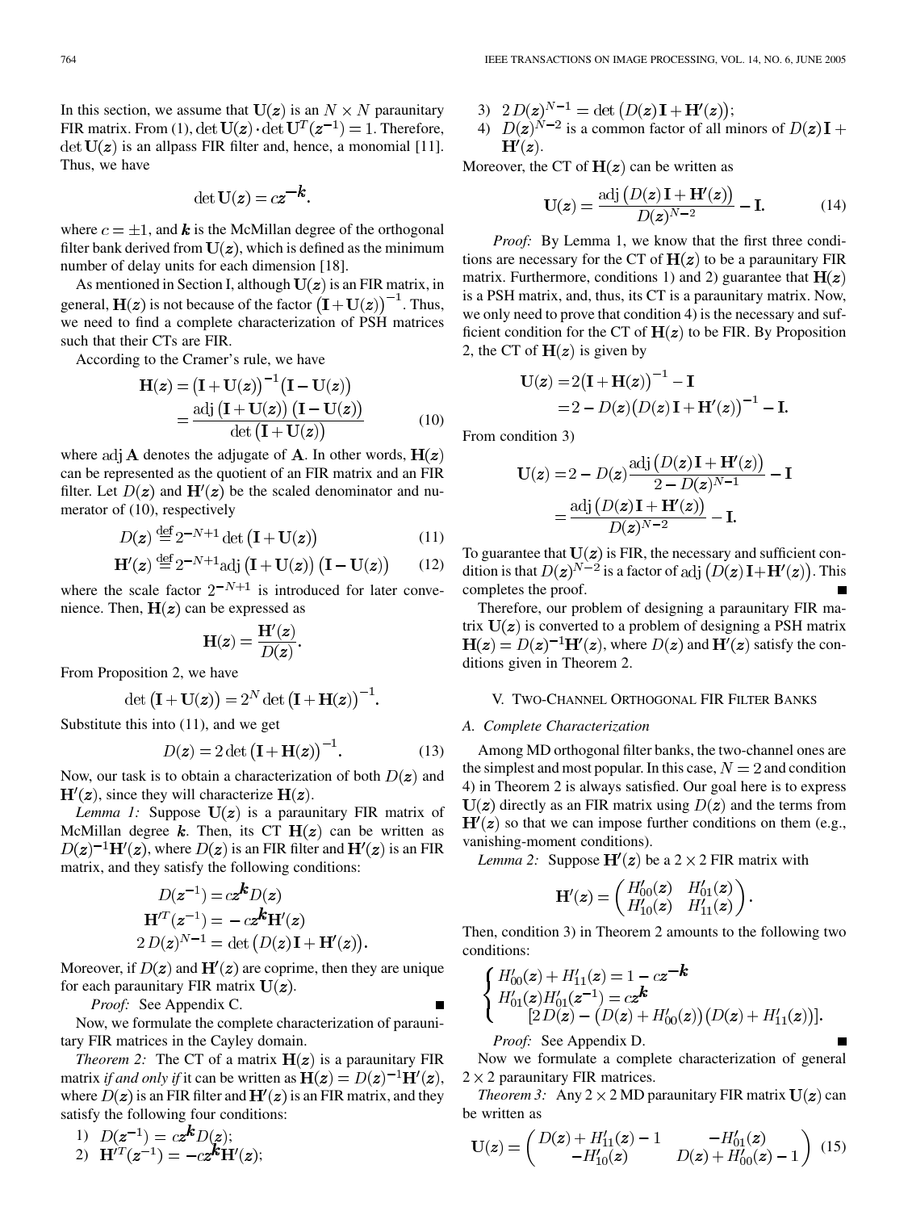In this section, we assume that $\mathbf{U}(z)$ is an $N \times N$ paraunitary FIR matrix. From (1), $\det \mathbf{U}(z) \cdot \det \mathbf{U}^T(z^{-1}) = 1$. Therefore, $\det \mathbf{U}(z)$ is an allpass FIR filter and, hence, a monomial [11]. Thus, we have

$$\det \mathbf{U}(z) = c z^{-\boldsymbol{k}}.$$

where $c = \pm 1$, and $\boldsymbol{k}$ is the McMillan degree of the orthogonal filter bank derived from $\mathbf{U}(z)$, which is defined as the minimum number of delay units for each dimension [18].

As mentioned in Section I, although $\mathbf{U}(z)$ is an FIR matrix, in general, $\mathbf{H}(z)$ is not because of the factor $(\mathbf{I} + \mathbf{U}(z))^{-1}$. Thus, we need to find a complete characterization of PSH matrices such that their CTs are FIR.

According to the Cramer's rule, we have

$$\begin{aligned}\mathbf{H}(z) &= (\mathbf{I} + \mathbf{U}(z))^{-1}(\mathbf{I} - \mathbf{U}(z)) \\ &= \frac{\operatorname{adj}(\mathbf{I} + \mathbf{U}(z))(\mathbf{I} - \mathbf{U}(z))}{\det(\mathbf{I} + \mathbf{U}(z))}\end{aligned} \tag{10}$$

where $\operatorname{adj} \mathbf{A}$ denotes the adjugate of $\mathbf{A}$. In other words, $\mathbf{H}(z)$ can be represented as the quotient of an FIR matrix and an FIR filter. Let $D(z)$ and $\mathbf{H}'(z)$ be the scaled denominator and numerator of (10), respectively

$$D(z) \stackrel{\text{def}}{=} 2^{-N+1} \det(\mathbf{I} + \mathbf{U}(z)) \tag{11}$$

$$\mathbf{H}'(z) \stackrel{\text{def}}{=} 2^{-N+1} \operatorname{adj}(\mathbf{I} + \mathbf{U}(z))(\mathbf{I} - \mathbf{U}(z)) \tag{12}$$

where the scale factor $2^{-N+1}$ is introduced for later convenience. Then, $\mathbf{H}(z)$ can be expressed as

$$\mathbf{H}(z) = \frac{\mathbf{H}'(z)}{D(z)}.$$

From Proposition 2, we have

$$\det(\mathbf{I} + \mathbf{U}(z)) = 2^N \det(\mathbf{I} + \mathbf{H}(z))^{-1}.$$

Substitute this into (11), and we get

$$D(z) = 2 \det(\mathbf{I} + \mathbf{H}(z))^{-1}. \tag{13}$$

Now, our task is to obtain a characterization of both $D(z)$ and $\mathbf{H}'(z)$, since they will characterize $\mathbf{H}(z)$.

*Lemma 1:* Suppose $\mathbf{U}(z)$ is a paraunitary FIR matrix of McMillan degree $\boldsymbol{k}$. Then, its CT $\mathbf{H}(z)$ can be written as $D(z)^{-1}\mathbf{H}'(z)$, where $D(z)$ is an FIR filter and $\mathbf{H}'(z)$ is an FIR matrix, and they satisfy the following conditions:

$$\begin{aligned} D(z^{-1}) &= c z^{\boldsymbol{k}} D(z) \\ \mathbf{H}'^T(z^{-1}) &= -c z^{\boldsymbol{k}} \mathbf{H}'(z) \\ 2\, D(z)^{N-1} &= \det(D(z)\mathbf{I} + \mathbf{H}'(z)). \end{aligned}$$

Moreover, if $D(z)$ and $\mathbf{H}'(z)$ are coprime, then they are unique for each paraunitary FIR matrix $\mathbf{U}(z)$.

*Proof:* See Appendix C. ∎

Now, we formulate the complete characterization of paraunitary FIR matrices in the Cayley domain.

*Theorem 2:* The CT of a matrix $\mathbf{H}(z)$ is a paraunitary FIR matrix *if and only if* it can be written as $\mathbf{H}(z) = D(z)^{-1}\mathbf{H}'(z)$, where $D(z)$ is an FIR filter and $\mathbf{H}'(z)$ is an FIR matrix, and they satisfy the following four conditions:

1) $D(z^{-1}) = c z^{\boldsymbol{k}} D(z)$;
2) $\mathbf{H}'^T(z^{-1}) = -c z^{\boldsymbol{k}} \mathbf{H}'(z)$;
3) $2\, D(z)^{N-1} = \det(D(z)\mathbf{I} + \mathbf{H}'(z))$;
4) $D(z)^{N-2}$ is a common factor of all minors of $D(z)\mathbf{I} + \mathbf{H}'(z)$.

Moreover, the CT of $\mathbf{H}(z)$ can be written as

$$\mathbf{U}(z) = \frac{\operatorname{adj}(D(z)\mathbf{I} + \mathbf{H}'(z))}{D(z)^{N-2}} - \mathbf{I}. \tag{14}$$

*Proof:* By Lemma 1, we know that the first three conditions are necessary for the CT of $\mathbf{H}(z)$ to be a paraunitary FIR matrix. Furthermore, conditions 1) and 2) guarantee that $\mathbf{H}(z)$ is a PSH matrix, and, thus, its CT is a paraunitary matrix. Now, we only need to prove that condition 4) is the necessary and sufficient condition for the CT of $\mathbf{H}(z)$ to be FIR. By Proposition 2, the CT of $\mathbf{H}(z)$ is given by

$$\begin{aligned}\mathbf{U}(z) &= 2(\mathbf{I} + \mathbf{H}(z))^{-1} - \mathbf{I} \\ &= 2 - D(z)(D(z)\mathbf{I} + \mathbf{H}'(z))^{-1} - \mathbf{I}.\end{aligned}$$

From condition 3)

$$\begin{aligned}\mathbf{U}(z) &= 2 - D(z)\frac{\operatorname{adj}(D(z)\mathbf{I} + \mathbf{H}'(z))}{2 - D(z)^{N-1}} - \mathbf{I} \\ &= \frac{\operatorname{adj}(D(z)\mathbf{I} + \mathbf{H}'(z))}{D(z)^{N-2}} - \mathbf{I}.\end{aligned}$$

To guarantee that $\mathbf{U}(z)$ is FIR, the necessary and sufficient condition is that $D(z)^{N-2}$ is a factor of $\operatorname{adj}(D(z)\mathbf{I} + \mathbf{H}'(z))$. This completes the proof. ∎

Therefore, our problem of designing a paraunitary FIR matrix $\mathbf{U}(z)$ is converted to a problem of designing a PSH matrix $\mathbf{H}(z) = D(z)^{-1}\mathbf{H}'(z)$, where $D(z)$ and $\mathbf{H}'(z)$ satisfy the conditions given in Theorem 2.

## V. Two-Channel Orthogonal FIR Filter Banks

### A. Complete Characterization

Among MD orthogonal filter banks, the two-channel ones are the simplest and most popular. In this case, $N = 2$ and condition 4) in Theorem 2 is always satisfied. Our goal here is to express $\mathbf{U}(z)$ directly as an FIR matrix using $D(z)$ and the terms from $\mathbf{H}'(z)$ so that we can impose further conditions on them (e.g., vanishing-moment conditions).

*Lemma 2:* Suppose $\mathbf{H}'(z)$ be a $2 \times 2$ FIR matrix with

$$\mathbf{H}'(z) = \begin{pmatrix} H'_{00}(z) & H'_{01}(z) \\ H'_{10}(z) & H'_{11}(z) \end{pmatrix}.$$

Then, condition 3) in Theorem 2 amounts to the following two conditions:

$$\begin{cases} H'_{00}(z) + H'_{11}(z) = 1 - c z^{-\boldsymbol{k}} \\ H'_{01}(z) H'_{01}(z^{-1}) = c z^{\boldsymbol{k}} \\ \qquad [2\,D(z) - (D(z) + H'_{00}(z))(D(z) + H'_{11}(z))]. \end{cases}$$

*Proof:* See Appendix D. ∎

Now we formulate a complete characterization of general $2 \times 2$ paraunitary FIR matrices.

*Theorem 3:* Any $2 \times 2$ MD paraunitary FIR matrix $\mathbf{U}(z)$ can be written as

$$\mathbf{U}(z) = \begin{pmatrix} D(z) + H'_{11}(z) - 1 & -H'_{01}(z) \\ -H'_{10}(z) & D(z) + H'_{00}(z) - 1 \end{pmatrix} \tag{15}$$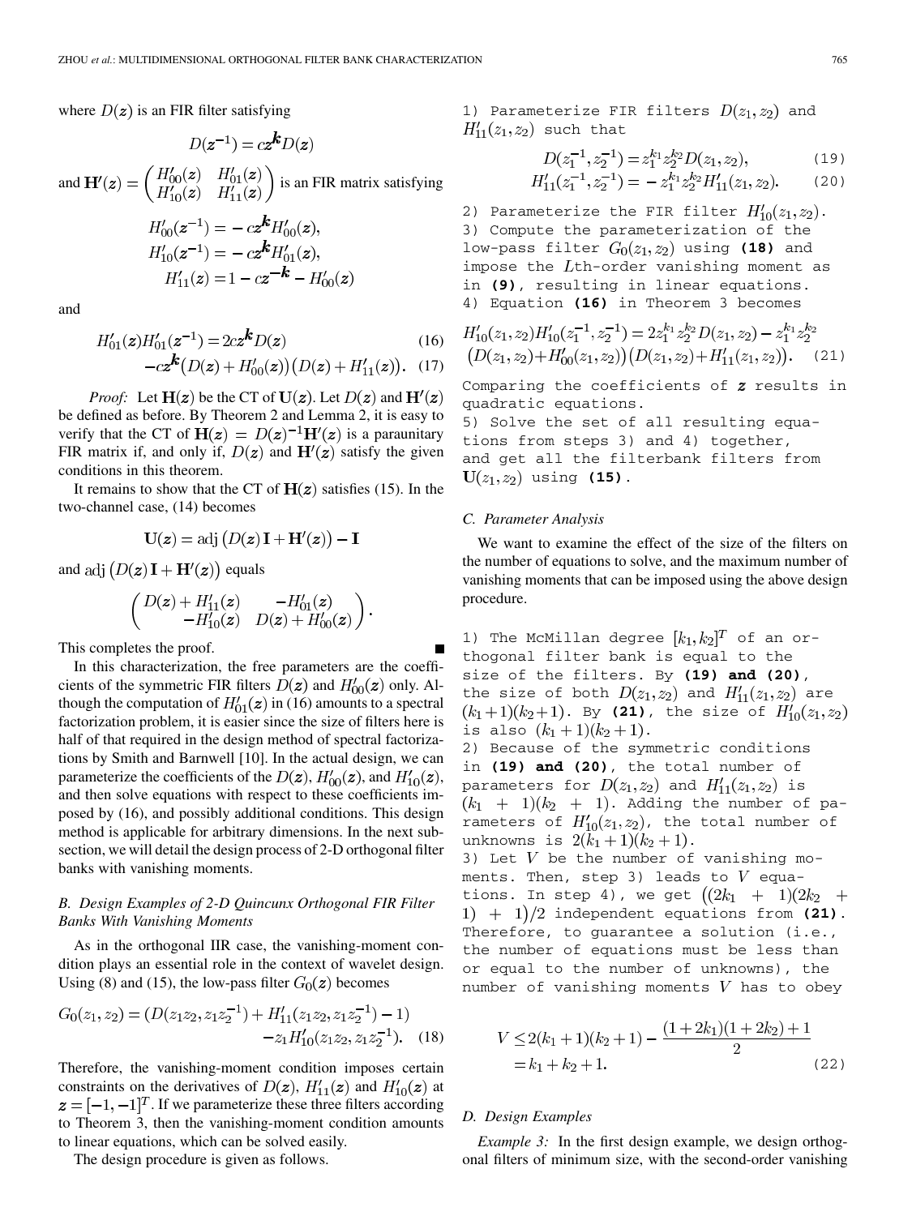where $D(z)$ is an FIR filter satisfying

$$D(z^{-1}) = cz^{\boldsymbol{k}}D(z)$$

and $\mathbf{H}'(z) = \begin{pmatrix} H'_{00}(z) & H'_{01}(z) \\ H'_{10}(z) & H'_{11}(z) \end{pmatrix}$ is an FIR matrix satisfying

$$H'_{00}(z^{-1}) = -cz^{\boldsymbol{k}}H'_{00}(z),$$
$$H'_{10}(z^{-1}) = -cz^{\boldsymbol{k}}H'_{01}(z),$$
$$H'_{11}(z) = 1 - cz^{-\boldsymbol{k}} - H'_{00}(z)$$

and

$$H'_{01}(z)H'_{01}(z^{-1}) = 2cz^{\boldsymbol{k}}D(z) \tag{16}$$
$$-cz^{\boldsymbol{k}}\big(D(z)+H'_{00}(z)\big)\big(D(z)+H'_{11}(z)\big). \tag{17}$$

*Proof:* Let $\mathbf{H}(z)$ be the CT of $\mathbf{U}(z)$. Let $D(z)$ and $\mathbf{H}'(z)$ be defined as before. By Theorem 2 and Lemma 2, it is easy to verify that the CT of $\mathbf{H}(z) = D(z)^{-1}\mathbf{H}'(z)$ is a paraunitary FIR matrix if, and only if, $D(z)$ and $\mathbf{H}'(z)$ satisfy the given conditions in this theorem.

It remains to show that the CT of $\mathbf{H}(z)$ satisfies (15). In the two-channel case, (14) becomes

$$\mathbf{U}(z) = \operatorname{adj}\big(D(z)\mathbf{I} + \mathbf{H}'(z)\big) - \mathbf{I}$$

and $\operatorname{adj}\big(D(z)\mathbf{I} + \mathbf{H}'(z)\big)$ equals

$$\begin{pmatrix} D(z) + H'_{11}(z) & -H'_{01}(z) \\ -H'_{10}(z) & D(z) + H'_{00}(z) \end{pmatrix}.$$

This completes the proof. ■

In this characterization, the free parameters are the coefficients of the symmetric FIR filters $D(z)$ and $H'_{00}(z)$ only. Although the computation of $H'_{01}(z)$ in (16) amounts to a spectral factorization problem, it is easier since the size of filters here is half of that required in the design method of spectral factorizations by Smith and Barnwell [10]. In the actual design, we can parameterize the coefficients of the $D(z)$, $H'_{00}(z)$, and $H'_{10}(z)$, and then solve equations with respect to these coefficients imposed by (16), and possibly additional conditions. This design method is applicable for arbitrary dimensions. In the next subsection, we will detail the design process of 2-D orthogonal filter banks with vanishing moments.

### B. Design Examples of 2-D Quincunx Orthogonal FIR Filter Banks With Vanishing Moments

As in the orthogonal IIR case, the vanishing-moment condition plays an essential role in the context of wavelet design. Using (8) and (15), the low-pass filter $G_0(z)$ becomes

$$G_0(z_1, z_2) = \big(D(z_1z_2, z_1z_2^{-1}) + H'_{11}(z_1z_2, z_1z_2^{-1}) - 1\big) - z_1H'_{10}(z_1z_2, z_1z_2^{-1}). \tag{18}$$

Therefore, the vanishing-moment condition imposes certain constraints on the derivatives of $D(z)$, $H'_{11}(z)$ and $H'_{10}(z)$ at $z = [-1, -1]^T$. If we parameterize these three filters according to Theorem 3, then the vanishing-moment condition amounts to linear equations, which can be solved easily.

The design procedure is given as follows.

1) Parameterize FIR filters $D(z_1, z_2)$ and $H'_{11}(z_1, z_2)$ such that

$$D(z_1^{-1}, z_2^{-1}) = z_1^{k_1}z_2^{k_2}D(z_1, z_2), \tag{19}$$
$$H'_{11}(z_1^{-1}, z_2^{-1}) = -z_1^{k_1}z_2^{k_2}H'_{11}(z_1, z_2). \tag{20}$$

2) Parameterize the FIR filter $H'_{10}(z_1, z_2)$.

3) Compute the parameterization of the low-pass filter $G_0(z_1, z_2)$ using **(18)** and impose the $L$th-order vanishing moment as in **(9)**, resulting in linear equations.

4) Equation **(16)** in Theorem 3 becomes

$$H'_{10}(z_1, z_2)H'_{10}(z_1^{-1}, z_2^{-1}) = 2z_1^{k_1}z_2^{k_2}D(z_1, z_2) - z_1^{k_1}z_2^{k_2}\big(D(z_1, z_2)+H'_{00}(z_1, z_2)\big)\big(D(z_1, z_2)+H'_{11}(z_1, z_2)\big). \tag{21}$$

Comparing the coefficients of $z$ results in quadratic equations.

5) Solve the set of all resulting equations from steps 3) and 4) together, and get all the filterbank filters from $\mathbf{U}(z_1, z_2)$ using **(15)**.

### C. Parameter Analysis

We want to examine the effect of the size of the filters on the number of equations to solve, and the maximum number of vanishing moments that can be imposed using the above design procedure.

1) The McMillan degree $[k_1, k_2]^T$ of an orthogonal filter bank is equal to the size of the filters. By **(19) and (20)**, the size of both $D(z_1, z_2)$ and $H'_{11}(z_1, z_2)$ are $(k_1+1)(k_2+1)$. By **(21)**, the size of $H'_{10}(z_1, z_2)$ is also $(k_1+1)(k_2+1)$.

2) Because of the symmetric conditions in **(19) and (20)**, the total number of parameters for $D(z_1, z_2)$ and $H'_{11}(z_1, z_2)$ is $(k_1 + 1)(k_2 + 1)$. Adding the number of parameters of $H'_{10}(z_1, z_2)$, the total number of unknowns is $2(k_1+1)(k_2+1)$.

3) Let $V$ be the number of vanishing moments. Then, step 3) leads to $V$ equations. In step 4), we get $\big((2k_1 + 1)(2k_2 + 1) + 1\big)/2$ independent equations from **(21)**. Therefore, to guarantee a solution (i.e., the number of equations must be less than or equal to the number of unknowns), the number of vanishing moments $V$ has to obey

$$V \leq 2(k_1+1)(k_2+1) - \frac{(1+2k_1)(1+2k_2)+1}{2} = k_1 + k_2 + 1. \tag{22}$$

### D. Design Examples

*Example 3:* In the first design example, we design orthogonal filters of minimum size, with the second-order vanishing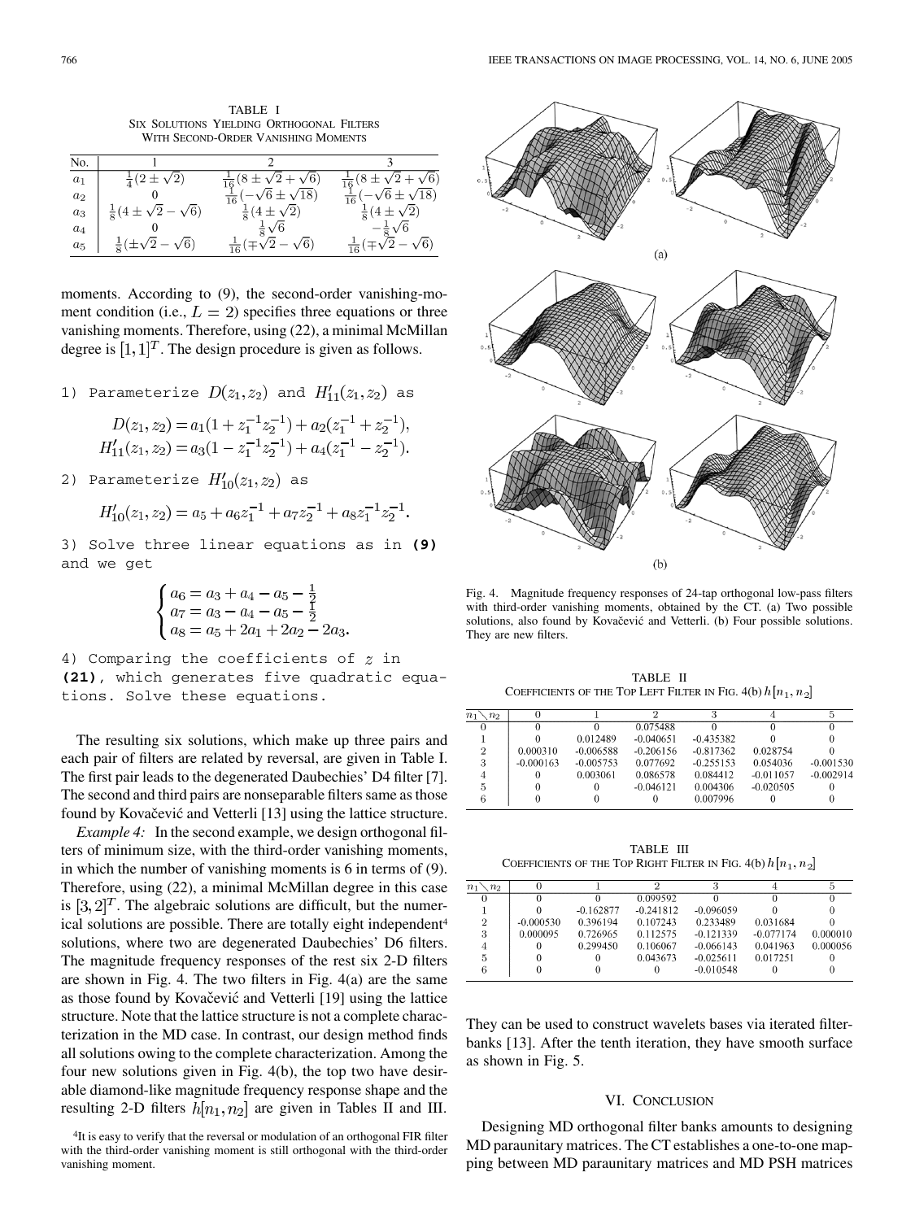TABLE I
SIX SOLUTIONS YIELDING ORTHOGONAL FILTERS WITH SECOND-ORDER VANISHING MOMENTS

| No. | 1 | 2 | 3 |
|---|---|---|---|
| $a_1$ | $\frac{1}{4}(2 \pm \sqrt{2})$ | $\frac{1}{16}(8 \pm \sqrt{2} + \sqrt{6})$ | $\frac{1}{16}(8 \pm \sqrt{2} + \sqrt{6})$ |
| $a_2$ | 0 | $\frac{1}{16}(-\sqrt{6} \pm \sqrt{18})$ | $\frac{1}{16}(-\sqrt{6} \pm \sqrt{18})$ |
| $a_3$ | $\frac{1}{8}(4 \pm \sqrt{2} - \sqrt{6})$ | $\frac{1}{8}(4 \pm \sqrt{2})$ | $\frac{1}{8}(4 \pm \sqrt{2})$ |
| $a_4$ | 0 | $\frac{1}{8}\sqrt{6}$ | $-\frac{1}{8}\sqrt{6}$ |
| $a_5$ | $\frac{1}{8}(\pm\sqrt{2} - \sqrt{6})$ | $\frac{1}{16}(\mp\sqrt{2} - \sqrt{6})$ | $\frac{1}{16}(\mp\sqrt{2} - \sqrt{6})$ |

moments. According to (9), the second-order vanishing-moment condition (i.e., $L = 2$) specifies three equations or three vanishing moments. Therefore, using (22), a minimal McMillan degree is $[1, 1]^T$. The design procedure is given as follows.

1) Parameterize $D(z_1, z_2)$ and $H'_{11}(z_1, z_2)$ as

$$D(z_1, z_2) = a_1(1 + z_1^{-1}z_2^{-1}) + a_2(z_1^{-1} + z_2^{-1}),$$
$$H'_{11}(z_1, z_2) = a_3(1 - z_1^{-1}z_2^{-1}) + a_4(z_1^{-1} - z_2^{-1}).$$

2) Parameterize $H'_{10}(z_1, z_2)$ as

$$H'_{10}(z_1, z_2) = a_5 + a_6 z_1^{-1} + a_7 z_2^{-1} + a_8 z_1^{-1} z_2^{-1}.$$

3) Solve three linear equations as in **(9)** and we get

$$\begin{cases} a_6 = a_3 + a_4 - a_5 - \frac{1}{2} \\ a_7 = a_3 - a_4 - a_5 - \frac{1}{2} \\ a_8 = a_5 + 2a_1 + 2a_2 - 2a_3. \end{cases}$$

4) Comparing the coefficients of $z$ in **(21)**, which generates five quadratic equations. Solve these equations.

The resulting six solutions, which make up three pairs and each pair of filters are related by reversal, are given in Table I. The first pair leads to the degenerated Daubechies' D4 filter [7]. The second and third pairs are nonseparable filters same as those found by Kovačević and Vetterli [13] using the lattice structure.

*Example 4:* In the second example, we design orthogonal filters of minimum size, with the third-order vanishing moments, in which the number of vanishing moments is 6 in terms of (9). Therefore, using (22), a minimal McMillan degree in this case is $[3, 2]^T$. The algebraic solutions are difficult, but the numerical solutions are possible. There are totally eight independent[4] solutions, where two are degenerated Daubechies' D6 filters. The magnitude frequency responses of the rest six 2-D filters are shown in Fig. 4. The two filters in Fig. 4(a) are the same as those found by Kovačević and Vetterli [19] using the lattice structure. Note that the lattice structure is not a complete characterization in the MD case. In contrast, our design method finds all solutions owing to the complete characterization. Among the four new solutions given in Fig. 4(b), the top two have desirable diamond-like magnitude frequency response shape and the resulting 2-D filters $h[n_1, n_2]$ are given in Tables II and III.

[4]It is easy to verify that the reversal or modulation of an orthogonal FIR filter with the third-order vanishing moment is still orthogonal with the third-order vanishing moment.

Fig. 4. Magnitude frequency responses of 24-tap orthogonal low-pass filters with third-order vanishing moments, obtained by the CT. (a) Two possible solutions, also found by Kovačević and Vetterli. (b) Four possible solutions. They are new filters.

TABLE II
COEFFICIENTS OF THE TOP LEFT FILTER IN FIG. 4(b) $h[n_1, n_2]$

| $n_1 \setminus n_2$ | 0 | 1 | 2 | 3 | 4 | 5 |
|---|---|---|---|---|---|---|
| 0 | 0 | 0 | 0.075488 | 0 | 0 | 0 |
| 1 | 0 | 0.012489 | -0.040651 | -0.435382 | 0 | 0 |
| 2 | 0.000310 | -0.006588 | -0.206156 | -0.817362 | 0.028754 | 0 |
| 3 | -0.000163 | -0.005753 | 0.077692 | -0.255153 | 0.054036 | -0.001530 |
| 4 | 0 | 0.003061 | 0.086578 | 0.084412 | -0.011057 | -0.002914 |
| 5 | 0 | 0 | -0.046121 | 0.004306 | -0.020505 | 0 |
| 6 | 0 | 0 | 0 | 0.007996 | 0 | 0 |

TABLE III
COEFFICIENTS OF THE TOP RIGHT FILTER IN FIG. 4(b) $h[n_1, n_2]$

| $n_1 \setminus n_2$ | 0 | 1 | 2 | 3 | 4 | 5 |
|---|---|---|---|---|---|---|
| 0 | 0 | 0 | 0.099592 | 0 | 0 | 0 |
| 1 | 0 | -0.162877 | -0.241812 | -0.096059 | 0 | 0 |
| 2 | -0.000530 | 0.396194 | 0.107243 | 0.233489 | 0.031684 | 0 |
| 3 | 0.000095 | 0.726965 | 0.112575 | -0.121339 | -0.077174 | 0.000010 |
| 4 | 0 | 0.299450 | 0.106067 | -0.066143 | 0.041963 | 0.000056 |
| 5 | 0 | 0 | 0.043673 | -0.025611 | 0.017251 | 0 |
| 6 | 0 | 0 | 0 | -0.010548 | 0 | 0 |

They can be used to construct wavelets bases via iterated filterbanks [13]. After the tenth iteration, they have smooth surface as shown in Fig. 5.

## VI. CONCLUSION

Designing MD orthogonal filter banks amounts to designing MD paraunitary matrices. The CT establishes a one-to-one mapping between MD paraunitary matrices and MD PSH matrices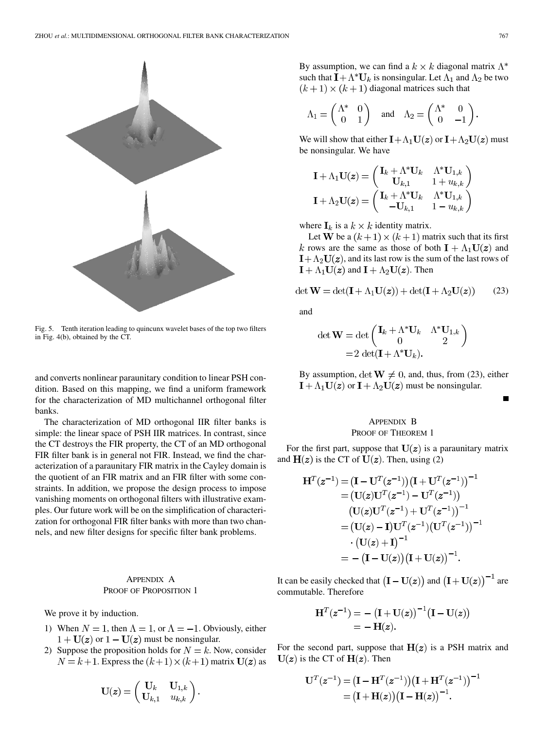Fig. 5. Tenth iteration leading to quincunx wavelet bases of the top two filters in Fig. 4(b), obtained by the CT.

and converts nonlinear paraunitary condition to linear PSH condition. Based on this mapping, we find a uniform framework for the characterization of MD multichannel orthogonal filter banks.

The characterization of MD orthogonal IIR filter banks is simple: the linear space of PSH IIR matrices. In contrast, since the CT destroys the FIR property, the CT of an MD orthogonal FIR filter bank is in general not FIR. Instead, we find the characterization of a paraunitary FIR matrix in the Cayley domain is the quotient of an FIR matrix and an FIR filter with some constraints. In addition, we propose the design process to impose vanishing moments on orthogonal filters with illustrative examples. Our future work will be on the simplification of characterization for orthogonal FIR filter banks with more than two channels, and new filter designs for specific filter bank problems.

## Appendix A
## Proof of Proposition 1

We prove it by induction.

1) When $N = 1$, then $\Lambda = 1$, or $\Lambda = -1$. Obviously, either $1 + \mathbf{U}(\boldsymbol{z})$ or $1 - \mathbf{U}(\boldsymbol{z})$ must be nonsingular.
2) Suppose the proposition holds for $N = k$. Now, consider $N = k+1$. Express the $(k+1)\times(k+1)$ matrix $\mathbf{U}(\boldsymbol{z})$ as

$$\mathbf{U}(\boldsymbol{z}) = \begin{pmatrix} \mathbf{U}_k & \mathbf{U}_{1,k} \\ \mathbf{U}_{k,1} & u_{k,k} \end{pmatrix}.$$

By assumption, we can find a $k \times k$ diagonal matrix $\Lambda^*$ such that $\mathbf{I} + \Lambda^* \mathbf{U}_k$ is nonsingular. Let $\Lambda_1$ and $\Lambda_2$ be two $(k+1)\times(k+1)$ diagonal matrices such that

$$\Lambda_1 = \begin{pmatrix} \Lambda^* & 0 \\ 0 & 1 \end{pmatrix} \quad \text{and} \quad \Lambda_2 = \begin{pmatrix} \Lambda^* & 0 \\ 0 & -1 \end{pmatrix}.$$

We will show that either $\mathbf{I} + \Lambda_1 \mathbf{U}(\boldsymbol{z})$ or $\mathbf{I} + \Lambda_2 \mathbf{U}(\boldsymbol{z})$ must be nonsingular. We have

$$\mathbf{I} + \Lambda_1 \mathbf{U}(\boldsymbol{z}) = \begin{pmatrix} \mathbf{I}_k + \Lambda^* \mathbf{U}_k & \Lambda^* \mathbf{U}_{1,k} \\ \mathbf{U}_{k,1} & 1 + u_{k,k} \end{pmatrix}$$
$$\mathbf{I} + \Lambda_2 \mathbf{U}(\boldsymbol{z}) = \begin{pmatrix} \mathbf{I}_k + \Lambda^* \mathbf{U}_k & \Lambda^* \mathbf{U}_{1,k} \\ -\mathbf{U}_{k,1} & 1 - u_{k,k} \end{pmatrix}$$

where $\mathbf{I}_k$ is a $k \times k$ identity matrix.

Let $\mathbf{W}$ be a $(k+1)\times(k+1)$ matrix such that its first $k$ rows are the same as those of both $\mathbf{I} + \Lambda_1 \mathbf{U}(\boldsymbol{z})$ and $\mathbf{I} + \Lambda_2 \mathbf{U}(\boldsymbol{z})$, and its last row is the sum of the last rows of $\mathbf{I} + \Lambda_1 \mathbf{U}(\boldsymbol{z})$ and $\mathbf{I} + \Lambda_2 \mathbf{U}(\boldsymbol{z})$. Then

$$\det \mathbf{W} = \det(\mathbf{I} + \Lambda_1 \mathbf{U}(\boldsymbol{z})) + \det(\mathbf{I} + \Lambda_2 \mathbf{U}(\boldsymbol{z})) \tag{23}$$

and

$$\det \mathbf{W} = \det \begin{pmatrix} \mathbf{I}_k + \Lambda^* \mathbf{U}_k & \Lambda^* \mathbf{U}_{1,k} \\ 0 & 2 \end{pmatrix} = 2 \det(\mathbf{I} + \Lambda^* \mathbf{U}_k).$$

By assumption, $\det \mathbf{W} \neq 0$, and, thus, from (23), either $\mathbf{I} + \Lambda_1 \mathbf{U}(\boldsymbol{z})$ or $\mathbf{I} + \Lambda_2 \mathbf{U}(\boldsymbol{z})$ must be nonsingular.

■

## Appendix B
## Proof of Theorem 1

For the first part, suppose that $\mathbf{U}(\boldsymbol{z})$ is a paraunitary matrix and $\mathbf{H}(\boldsymbol{z})$ is the CT of $\mathbf{U}(\boldsymbol{z})$. Then, using (2)

$$\begin{aligned}
\mathbf{H}^T(\boldsymbol{z}^{-1}) &= \left(\mathbf{I} - \mathbf{U}^T(\boldsymbol{z}^{-1})\right)\left(\mathbf{I} + \mathbf{U}^T(\boldsymbol{z}^{-1})\right)^{-1} \\
&= \left(\mathbf{U}(\boldsymbol{z})\mathbf{U}^T(\boldsymbol{z}^{-1}) - \mathbf{U}^T(\boldsymbol{z}^{-1})\right) \\
&\quad \left(\mathbf{U}(\boldsymbol{z})\mathbf{U}^T(\boldsymbol{z}^{-1}) + \mathbf{U}^T(\boldsymbol{z}^{-1})\right)^{-1} \\
&= \left(\mathbf{U}(\boldsymbol{z}) - \mathbf{I}\right)\mathbf{U}^T(\boldsymbol{z}^{-1})\left(\mathbf{U}^T(\boldsymbol{z}^{-1})\right)^{-1} \\
&\quad \cdot \left(\mathbf{U}(\boldsymbol{z}) + \mathbf{I}\right)^{-1} \\
&= -\left(\mathbf{I} - \mathbf{U}(\boldsymbol{z})\right)\left(\mathbf{I} + \mathbf{U}(\boldsymbol{z})\right)^{-1}.
\end{aligned}$$

It can be easily checked that $\left(\mathbf{I} - \mathbf{U}(\boldsymbol{z})\right)$ and $\left(\mathbf{I} + \mathbf{U}(\boldsymbol{z})\right)^{-1}$ are commutable. Therefore

$$\begin{aligned}
\mathbf{H}^T(\boldsymbol{z}^{-1}) &= -\left(\mathbf{I} + \mathbf{U}(\boldsymbol{z})\right)^{-1}\left(\mathbf{I} - \mathbf{U}(\boldsymbol{z})\right) \\
&= -\mathbf{H}(\boldsymbol{z}).
\end{aligned}$$

For the second part, suppose that $\mathbf{H}(\boldsymbol{z})$ is a PSH matrix and $\mathbf{U}(\boldsymbol{z})$ is the CT of $\mathbf{H}(\boldsymbol{z})$. Then

$$\begin{aligned}
\mathbf{U}^T(\boldsymbol{z}^{-1}) &= \left(\mathbf{I} - \mathbf{H}^T(\boldsymbol{z}^{-1})\right)\left(\mathbf{I} + \mathbf{H}^T(\boldsymbol{z}^{-1})\right)^{-1} \\
&= \left(\mathbf{I} + \mathbf{H}(\boldsymbol{z})\right)\left(\mathbf{I} - \mathbf{H}(\boldsymbol{z})\right)^{-1}.
\end{aligned}$$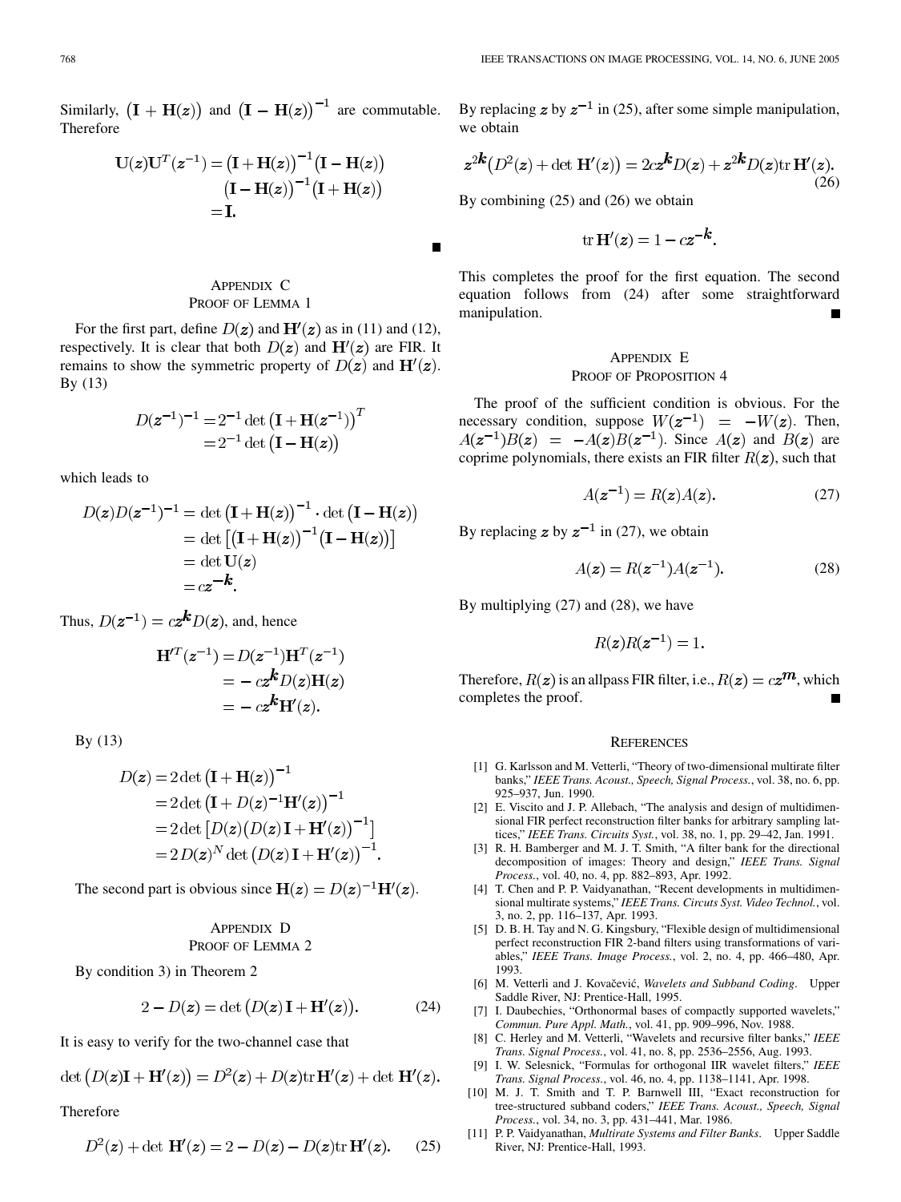Similarly, $(\mathbf{I}+\mathbf{H}(z))$ and $(\mathbf{I}-\mathbf{H}(z))^{-1}$ are commutable. Therefore

$$\begin{aligned}\mathbf{U}(z)\mathbf{U}^T(z^{-1}) &= (\mathbf{I}+\mathbf{H}(z))^{-1}(\mathbf{I}-\mathbf{H}(z)) \\ &\quad (\mathbf{I}-\mathbf{H}(z))^{-1}(\mathbf{I}+\mathbf{H}(z)) \\ &= \mathbf{I}.\end{aligned}$$

■

## Appendix C
## Proof of Lemma 1

For the first part, define $D(z)$ and $\mathbf{H}'(z)$ as in (11) and (12), respectively. It is clear that both $D(z)$ and $\mathbf{H}'(z)$ are FIR. It remains to show the symmetric property of $D(z)$ and $\mathbf{H}'(z)$. By (13)

$$\begin{aligned}D(z^{-1})^{-1} &= 2^{-1}\det\left(\mathbf{I}+\mathbf{H}(z^{-1})\right)^T \\ &= 2^{-1}\det\left(\mathbf{I}-\mathbf{H}(z)\right)\end{aligned}$$

which leads to

$$\begin{aligned}D(z)D(z^{-1})^{-1} &= \det\left(\mathbf{I}+\mathbf{H}(z)\right)^{-1}\cdot\det\left(\mathbf{I}-\mathbf{H}(z)\right) \\ &= \det\left[\left(\mathbf{I}+\mathbf{H}(z)\right)^{-1}\left(\mathbf{I}-\mathbf{H}(z)\right)\right] \\ &= \det\mathbf{U}(z) \\ &= cz^{-k}.\end{aligned}$$

Thus, $D(z^{-1}) = cz^{k}D(z)$, and, hence

$$\begin{aligned}\mathbf{H}'^T(z^{-1}) &= D(z^{-1})\mathbf{H}^T(z^{-1}) \\ &= -cz^{k}D(z)\mathbf{H}(z) \\ &= -cz^{k}\mathbf{H}'(z).\end{aligned}$$

By (13)

$$\begin{aligned}D(z) &= 2\det\left(\mathbf{I}+\mathbf{H}(z)\right)^{-1} \\ &= 2\det\left(\mathbf{I}+D(z)^{-1}\mathbf{H}'(z)\right)^{-1} \\ &= 2\det\left[D(z)\left(D(z)\mathbf{I}+\mathbf{H}'(z)\right)^{-1}\right] \\ &= 2\,D(z)^N\det\left(D(z)\mathbf{I}+\mathbf{H}'(z)\right)^{-1}.\end{aligned}$$

The second part is obvious since $\mathbf{H}(z) = D(z)^{-1}\mathbf{H}'(z)$.

## Appendix D
## Proof of Lemma 2

By condition 3) in Theorem 2

$$2 - D(z) = \det\left(D(z)\mathbf{I}+\mathbf{H}'(z)\right). \tag{24}$$

It is easy to verify for the two-channel case that

$$\det\left(D(z)\mathbf{I}+\mathbf{H}'(z)\right) = D^2(z) + D(z)\mathrm{tr}\,\mathbf{H}'(z) + \det\mathbf{H}'(z).$$

Therefore

$$D^2(z) + \det\mathbf{H}'(z) = 2 - D(z) - D(z)\mathrm{tr}\,\mathbf{H}'(z). \tag{25}$$

By replacing $z$ by $z^{-1}$ in (25), after some simple manipulation, we obtain

$$z^{2k}\left(D^2(z)+\det\mathbf{H}'(z)\right) = 2cz^{k}D(z) + z^{2k}D(z)\mathrm{tr}\,\mathbf{H}'(z). \tag{26}$$

By combining (25) and (26) we obtain

$$\mathrm{tr}\,\mathbf{H}'(z) = 1 - cz^{-k}.$$

This completes the proof for the first equation. The second equation follows from (24) after some straightforward manipulation. ■

## Appendix E
## Proof of Proposition 4

The proof of the sufficient condition is obvious. For the necessary condition, suppose $W(z^{-1}) = -W(z)$. Then, $A(z^{-1})B(z) = -A(z)B(z^{-1})$. Since $A(z)$ and $B(z)$ are coprime polynomials, there exists an FIR filter $R(z)$, such that

$$A(z^{-1}) = R(z)A(z). \tag{27}$$

By replacing $z$ by $z^{-1}$ in (27), we obtain

$$A(z) = R(z^{-1})A(z^{-1}). \tag{28}$$

By multiplying (27) and (28), we have

$$R(z)R(z^{-1}) = 1.$$

Therefore, $R(z)$ is an allpass FIR filter, i.e., $R(z) = cz^{m}$, which completes the proof. ■

## References

[1] G. Karlsson and M. Vetterli, "Theory of two-dimensional multirate filter banks," *IEEE Trans. Acoust., Speech, Signal Process.*, vol. 38, no. 6, pp. 925–937, Jun. 1990.

[2] E. Viscito and J. P. Allebach, "The analysis and design of multidimensional FIR perfect reconstruction filter banks for arbitrary sampling lattices," *IEEE Trans. Circuits Syst.*, vol. 38, no. 1, pp. 29–42, Jan. 1991.

[3] R. H. Bamberger and M. J. T. Smith, "A filter bank for the directional decomposition of images: Theory and design," *IEEE Trans. Signal Process.*, vol. 40, no. 4, pp. 882–893, Apr. 1992.

[4] T. Chen and P. P. Vaidyanathan, "Recent developments in multidimensional multirate systems," *IEEE Trans. Circuts Syst. Video Technol.*, vol. 3, no. 2, pp. 116–137, Apr. 1993.

[5] D. B. H. Tay and N. G. Kingsbury, "Flexible design of multidimensional perfect reconstruction FIR 2-band filters using transformations of variables," *IEEE Trans. Image Process.*, vol. 2, no. 4, pp. 466–480, Apr. 1993.

[6] M. Vetterli and J. Kovačević, *Wavelets and Subband Coding*. Upper Saddle River, NJ: Prentice-Hall, 1995.

[7] I. Daubechies, "Orthonormal bases of compactly supported wavelets," *Commun. Pure Appl. Math.*, vol. 41, pp. 909–996, Nov. 1988.

[8] C. Herley and M. Vetterli, "Wavelets and recursive filter banks," *IEEE Trans. Signal Process.*, vol. 41, no. 8, pp. 2536–2556, Aug. 1993.

[9] I. W. Selesnick, "Formulas for orthogonal IIR wavelet filters," *IEEE Trans. Signal Process.*, vol. 46, no. 4, pp. 1138–1141, Apr. 1998.

[10] M. J. T. Smith and T. P. Barnwell III, "Exact reconstruction for tree-structured subband coders," *IEEE Trans. Acoust., Speech, Signal Process.*, vol. 34, no. 3, pp. 431–441, Mar. 1986.

[11] P. P. Vaidyanathan, *Multirate Systems and Filter Banks*. Upper Saddle River, NJ: Prentice-Hall, 1993.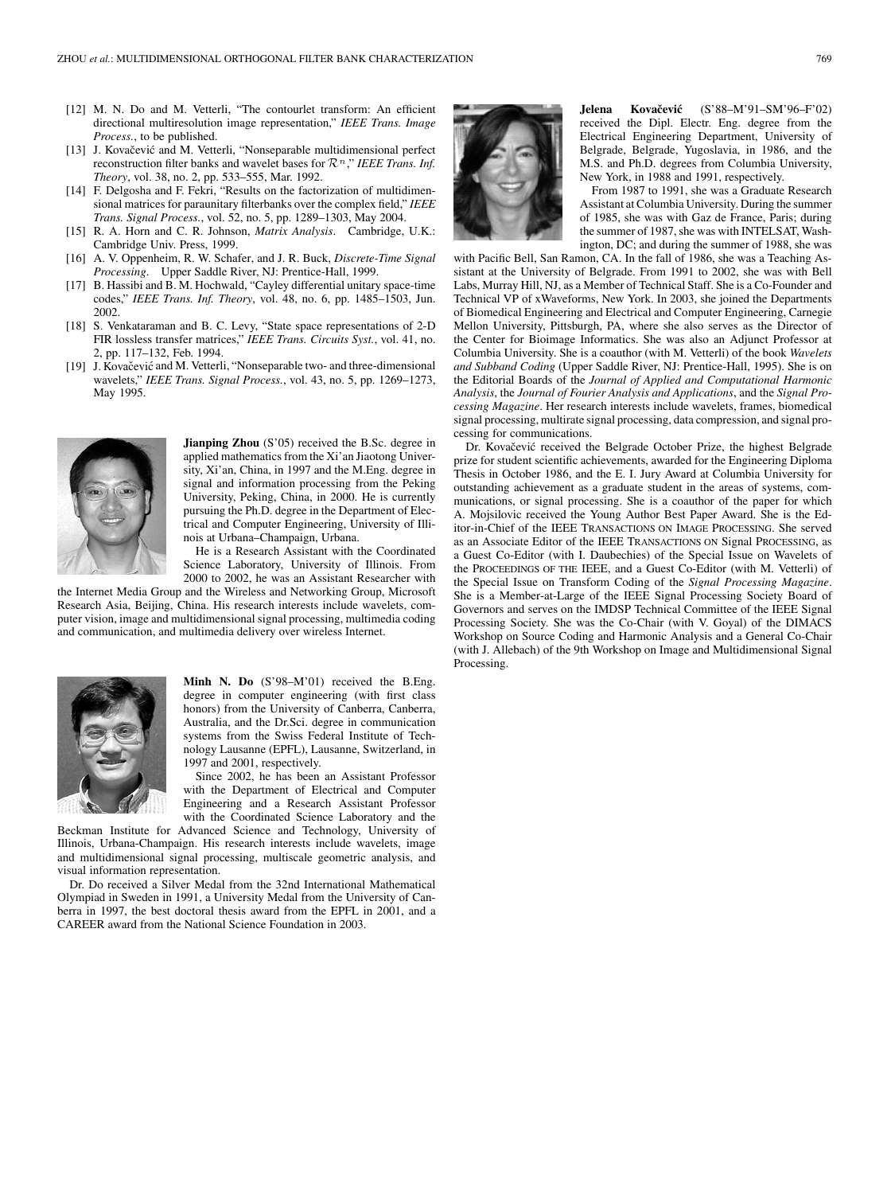[12] M. N. Do and M. Vetterli, "The contourlet transform: An efficient directional multiresolution image representation," *IEEE Trans. Image Process.*, to be published.

[13] J. Kovačević and M. Vetterli, "Nonseparable multidimensional perfect reconstruction filter banks and wavelet bases for $\mathcal{R}^n$," *IEEE Trans. Inf. Theory*, vol. 38, no. 2, pp. 533–555, Mar. 1992.

[14] F. Delgosha and F. Fekri, "Results on the factorization of multidimensional matrices for paraunitary filterbanks over the complex field," *IEEE Trans. Signal Process.*, vol. 52, no. 5, pp. 1289–1303, May 2004.

[15] R. A. Horn and C. R. Johnson, *Matrix Analysis*. Cambridge, U.K.: Cambridge Univ. Press, 1999.

[16] A. V. Oppenheim, R. W. Schafer, and J. R. Buck, *Discrete-Time Signal Processing*. Upper Saddle River, NJ: Prentice-Hall, 1999.

[17] B. Hassibi and B. M. Hochwald, "Cayley differential unitary space-time codes," *IEEE Trans. Inf. Theory*, vol. 48, no. 6, pp. 1485–1503, Jun. 2002.

[18] S. Venkataraman and B. C. Levy, "State space representations of 2-D FIR lossless transfer matrices," *IEEE Trans. Circuits Syst.*, vol. 41, no. 2, pp. 117–132, Feb. 1994.

[19] J. Kovačević and M. Vetterli, "Nonseparable two- and three-dimensional wavelets," *IEEE Trans. Signal Process.*, vol. 43, no. 5, pp. 1269–1273, May 1995.

**Jianping Zhou** (S'05) received the B.Sc. degree in applied mathematics from the Xi'an Jiaotong University, Xi'an, China, in 1997 and the M.Eng. degree in signal and information processing from the Peking University, Peking, China, in 2000. He is currently pursuing the Ph.D. degree in the Department of Electrical and Computer Engineering, University of Illinois at Urbana–Champaign, Urbana.

He is a Research Assistant with the Coordinated Science Laboratory, University of Illinois. From 2000 to 2002, he was an Assistant Researcher with the Internet Media Group and the Wireless and Networking Group, Microsoft Research Asia, Beijing, China. His research interests include wavelets, computer vision, image and multidimensional signal processing, multimedia coding and communication, and multimedia delivery over wireless Internet.

**Minh N. Do** (S'98–M'01) received the B.Eng. degree in computer engineering (with first class honors) from the University of Canberra, Canberra, Australia, and the Dr.Sci. degree in communication systems from the Swiss Federal Institute of Technology Lausanne (EPFL), Lausanne, Switzerland, in 1997 and 2001, respectively.

Since 2002, he has been an Assistant Professor with the Department of Electrical and Computer Engineering and a Research Assistant Professor with the Coordinated Science Laboratory and the Beckman Institute for Advanced Science and Technology, University of Illinois, Urbana-Champaign. His research interests include wavelets, image and multidimensional signal processing, multiscale geometric analysis, and visual information representation.

Dr. Do received a Silver Medal from the 32nd International Mathematical Olympiad in Sweden in 1991, a University Medal from the University of Canberra in 1997, the best doctoral thesis award from the EPFL in 2001, and a CAREER award from the National Science Foundation in 2003.

**Jelena Kovačević** (S'88–M'91–SM'96–F'02) received the Dipl. Electr. Eng. degree from the Electrical Engineering Department, University of Belgrade, Belgrade, Yugoslavia, in 1986, and the M.S. and Ph.D. degrees from Columbia University, New York, in 1988 and 1991, respectively.

From 1987 to 1991, she was a Graduate Research Assistant at Columbia University. During the summer of 1985, she was with Gaz de France, Paris; during the summer of 1987, she was with INTELSAT, Washington, DC; and during the summer of 1988, she was with Pacific Bell, San Ramon, CA. In the fall of 1986, she was a Teaching Assistant at the University of Belgrade. From 1991 to 2002, she was with Bell Labs, Murray Hill, NJ, as a Member of Technical Staff. She is a Co-Founder and Technical VP of xWaveforms, New York. In 2003, she joined the Departments of Biomedical Engineering and Electrical and Computer Engineering, Carnegie Mellon University, Pittsburgh, PA, where she also serves as the Director of the Center for Bioimage Informatics. She was also an Adjunct Professor at Columbia University. She is a coauthor (with M. Vetterli) of the book *Wavelets and Subband Coding* (Upper Saddle River, NJ: Prentice-Hall, 1995). She is on the Editorial Boards of the *Journal of Applied and Computational Harmonic Analysis*, the *Journal of Fourier Analysis and Applications*, and the *Signal Processing Magazine*. Her research interests include wavelets, frames, biomedical signal processing, multirate signal processing, data compression, and signal processing for communications.

Dr. Kovačević received the Belgrade October Prize, the highest Belgrade prize for student scientific achievements, awarded for the Engineering Diploma Thesis in October 1986, and the E. I. Jury Award at Columbia University for outstanding achievement as a graduate student in the areas of systems, communications, or signal processing. She is a coauthor of the paper for which A. Mojsilovic received the Young Author Best Paper Award. She is the Editor-in-Chief of the IEEE TRANSACTIONS ON IMAGE PROCESSING. She served as an Associate Editor of the IEEE TRANSACTIONS ON Signal PROCESSING, as a Guest Co-Editor (with I. Daubechies) of the Special Issue on Wavelets of the PROCEEDINGS OF THE IEEE, and a Guest Co-Editor (with M. Vetterli) of the Special Issue on Transform Coding of the *Signal Processing Magazine*. She is a Member-at-Large of the IEEE Signal Processing Society Board of Governors and serves on the IMDSP Technical Committee of the IEEE Signal Processing Society. She was the Co-Chair (with V. Goyal) of the DIMACS Workshop on Source Coding and Harmonic Analysis and a General Co-Chair (with J. Allebach) of the 9th Workshop on Image and Multidimensional Signal Processing.